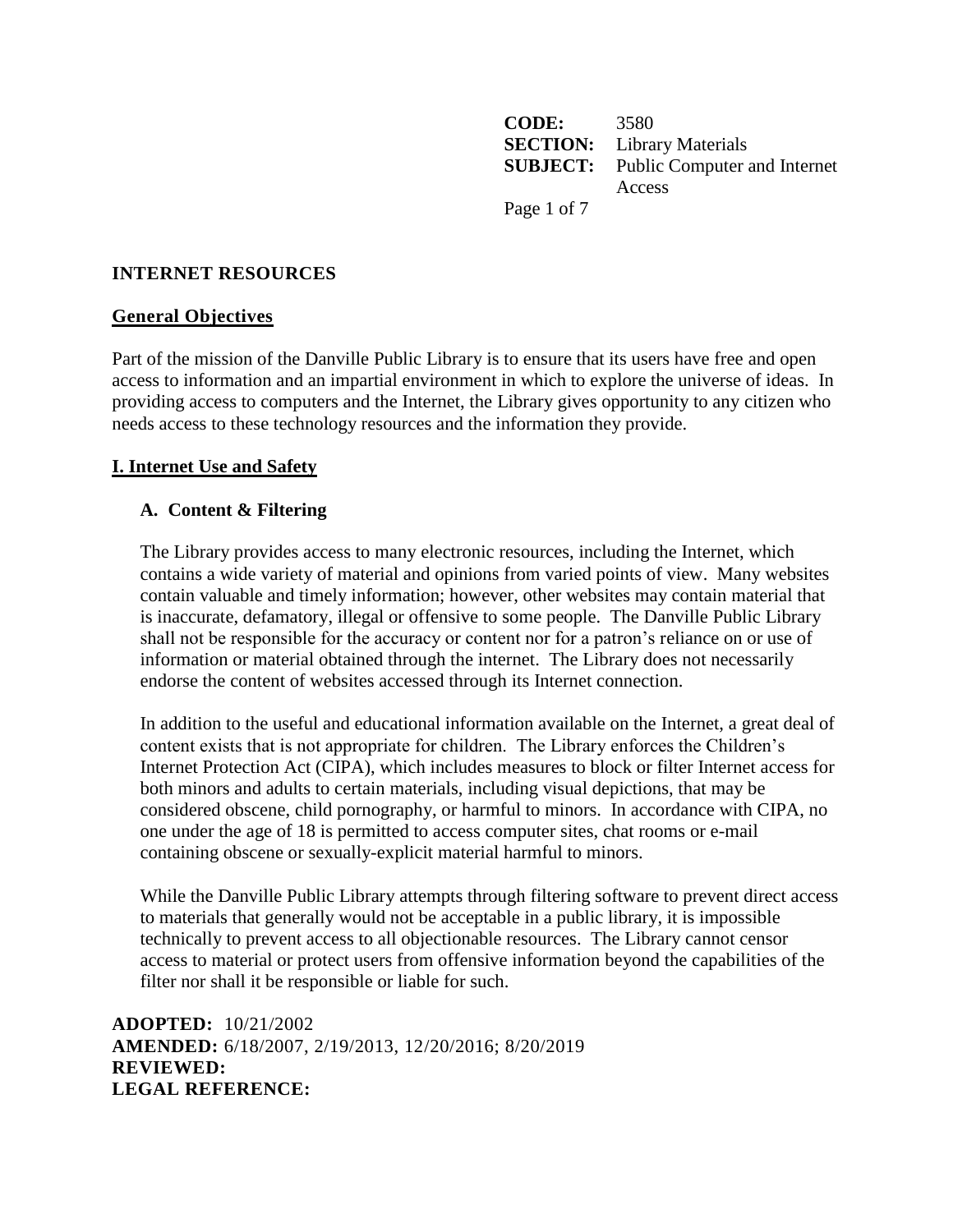**CODE:** 3580
**SECTION:** Library Materials
**SUBJECT:** Public Computer and Internet Access

## INTERNET RESOURCES

### General Objectives

Part of the mission of the Danville Public Library is to ensure that its users have free and open access to information and an impartial environment in which to explore the universe of ideas. In providing access to computers and the Internet, the Library gives opportunity to any citizen who needs access to these technology resources and the information they provide.

### I. Internet Use and Safety

#### A. Content & Filtering

The Library provides access to many electronic resources, including the Internet, which contains a wide variety of material and opinions from varied points of view. Many websites contain valuable and timely information; however, other websites may contain material that is inaccurate, defamatory, illegal or offensive to some people. The Danville Public Library shall not be responsible for the accuracy or content nor for a patron's reliance on or use of information or material obtained through the internet. The Library does not necessarily endorse the content of websites accessed through its Internet connection.

In addition to the useful and educational information available on the Internet, a great deal of content exists that is not appropriate for children. The Library enforces the Children's Internet Protection Act (CIPA), which includes measures to block or filter Internet access for both minors and adults to certain materials, including visual depictions, that may be considered obscene, child pornography, or harmful to minors. In accordance with CIPA, no one under the age of 18 is permitted to access computer sites, chat rooms or e-mail containing obscene or sexually-explicit material harmful to minors.

While the Danville Public Library attempts through filtering software to prevent direct access to materials that generally would not be acceptable in a public library, it is impossible technically to prevent access to all objectionable resources. The Library cannot censor access to material or protect users from offensive information beyond the capabilities of the filter nor shall it be responsible or liable for such.

**ADOPTED:** 10/21/2002
**AMENDED:** 6/18/2007, 2/19/2013, 12/20/2016; 8/20/2019
**REVIEWED:**
**LEGAL REFERENCE:**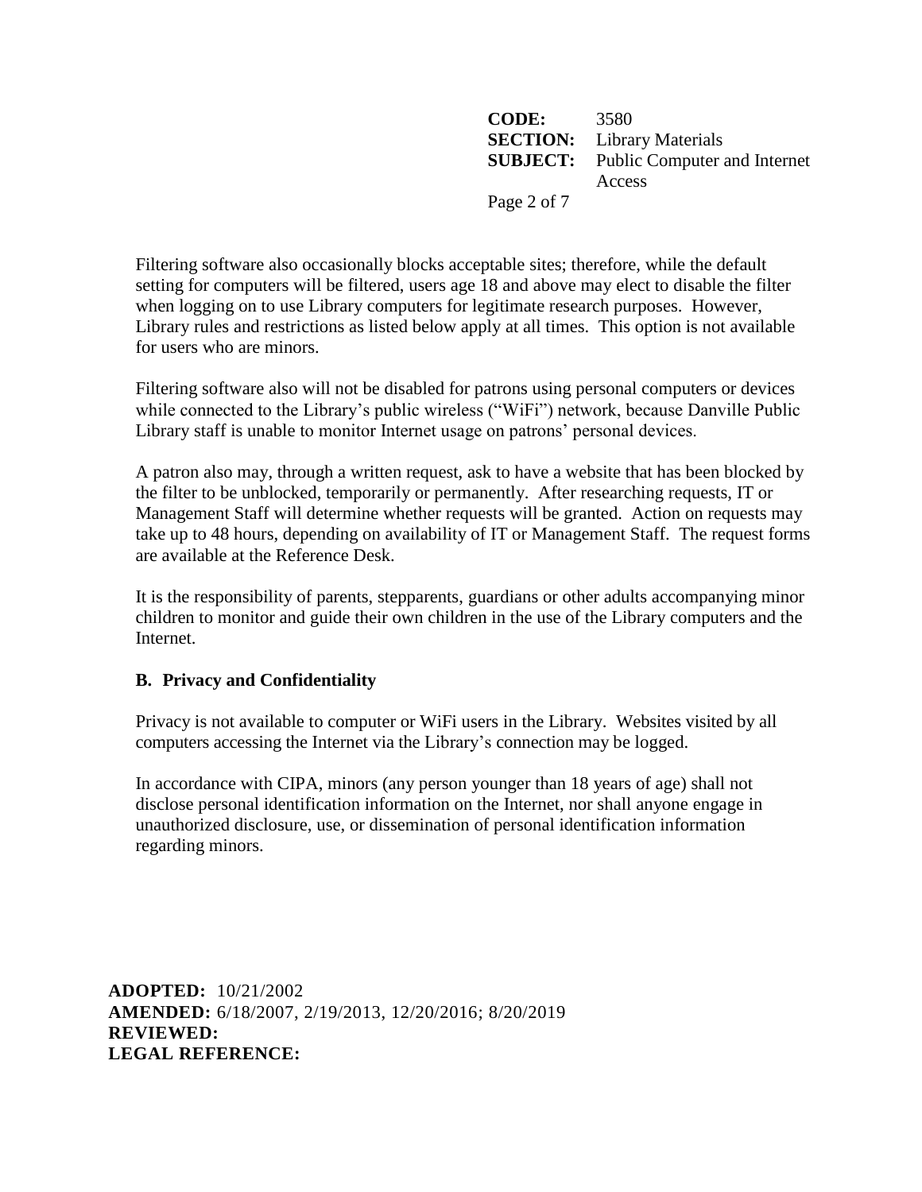Filtering software also occasionally blocks acceptable sites; therefore, while the default setting for computers will be filtered, users age 18 and above may elect to disable the filter when logging on to use Library computers for legitimate research purposes. However, Library rules and restrictions as listed below apply at all times. This option is not available for users who are minors.

Filtering software also will not be disabled for patrons using personal computers or devices while connected to the Library's public wireless ("WiFi") network, because Danville Public Library staff is unable to monitor Internet usage on patrons' personal devices.

A patron also may, through a written request, ask to have a website that has been blocked by the filter to be unblocked, temporarily or permanently. After researching requests, IT or Management Staff will determine whether requests will be granted. Action on requests may take up to 48 hours, depending on availability of IT or Management Staff. The request forms are available at the Reference Desk.

It is the responsibility of parents, stepparents, guardians or other adults accompanying minor children to monitor and guide their own children in the use of the Library computers and the Internet.

### B. Privacy and Confidentiality

Privacy is not available to computer or WiFi users in the Library. Websites visited by all computers accessing the Internet via the Library's connection may be logged.

In accordance with CIPA, minors (any person younger than 18 years of age) shall not disclose personal identification information on the Internet, nor shall anyone engage in unauthorized disclosure, use, or dissemination of personal identification information regarding minors.

**ADOPTED:** 10/21/2002
**AMENDED:** 6/18/2007, 2/19/2013, 12/20/2016; 8/20/2019
**REVIEWED:**
**LEGAL REFERENCE:**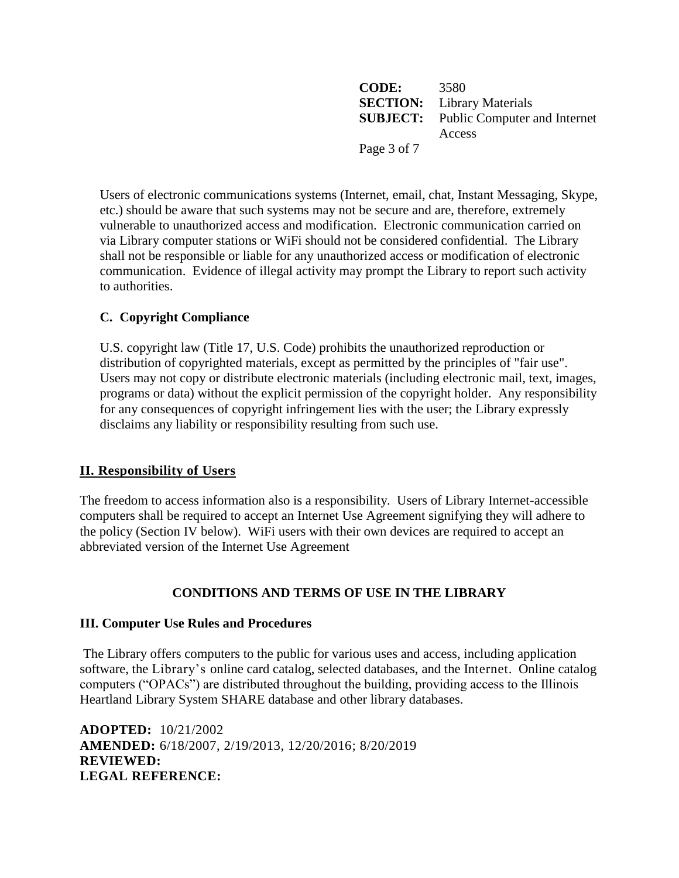Users of electronic communications systems (Internet, email, chat, Instant Messaging, Skype, etc.) should be aware that such systems may not be secure and are, therefore, extremely vulnerable to unauthorized access and modification. Electronic communication carried on via Library computer stations or WiFi should not be considered confidential. The Library shall not be responsible or liable for any unauthorized access or modification of electronic communication. Evidence of illegal activity may prompt the Library to report such activity to authorities.

### C. Copyright Compliance

U.S. copyright law (Title 17, U.S. Code) prohibits the unauthorized reproduction or distribution of copyrighted materials, except as permitted by the principles of "fair use". Users may not copy or distribute electronic materials (including electronic mail, text, images, programs or data) without the explicit permission of the copyright holder. Any responsibility for any consequences of copyright infringement lies with the user; the Library expressly disclaims any liability or responsibility resulting from such use.

## II. Responsibility of Users

The freedom to access information also is a responsibility. Users of Library Internet-accessible computers shall be required to accept an Internet Use Agreement signifying they will adhere to the policy (Section IV below). WiFi users with their own devices are required to accept an abbreviated version of the Internet Use Agreement

## CONDITIONS AND TERMS OF USE IN THE LIBRARY

### III. Computer Use Rules and Procedures

The Library offers computers to the public for various uses and access, including application software, the Library's online card catalog, selected databases, and the Internet. Online catalog computers ("OPACs") are distributed throughout the building, providing access to the Illinois Heartland Library System SHARE database and other library databases.

**ADOPTED:** 10/21/2002
**AMENDED:** 6/18/2007, 2/19/2013, 12/20/2016; 8/20/2019
**REVIEWED:**
**LEGAL REFERENCE:**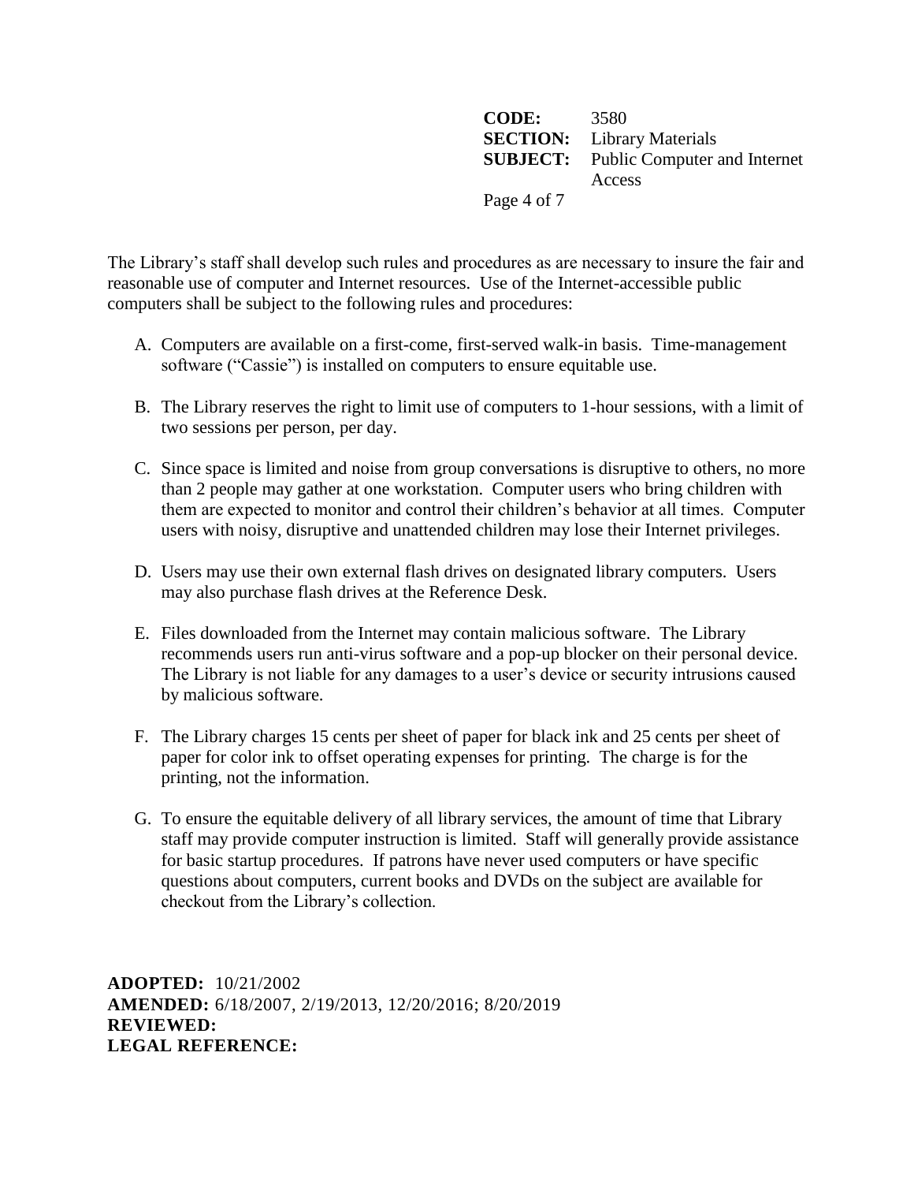The Library's staff shall develop such rules and procedures as are necessary to insure the fair and reasonable use of computer and Internet resources. Use of the Internet-accessible public computers shall be subject to the following rules and procedures:

A. Computers are available on a first-come, first-served walk-in basis. Time-management software ("Cassie") is installed on computers to ensure equitable use.

B. The Library reserves the right to limit use of computers to 1-hour sessions, with a limit of two sessions per person, per day.

C. Since space is limited and noise from group conversations is disruptive to others, no more than 2 people may gather at one workstation. Computer users who bring children with them are expected to monitor and control their children's behavior at all times. Computer users with noisy, disruptive and unattended children may lose their Internet privileges.

D. Users may use their own external flash drives on designated library computers. Users may also purchase flash drives at the Reference Desk.

E. Files downloaded from the Internet may contain malicious software. The Library recommends users run anti-virus software and a pop-up blocker on their personal device. The Library is not liable for any damages to a user's device or security intrusions caused by malicious software.

F. The Library charges 15 cents per sheet of paper for black ink and 25 cents per sheet of paper for color ink to offset operating expenses for printing. The charge is for the printing, not the information.

G. To ensure the equitable delivery of all library services, the amount of time that Library staff may provide computer instruction is limited. Staff will generally provide assistance for basic startup procedures. If patrons have never used computers or have specific questions about computers, current books and DVDs on the subject are available for checkout from the Library's collection.

**ADOPTED:** 10/21/2002
**AMENDED:** 6/18/2007, 2/19/2013, 12/20/2016; 8/20/2019
**REVIEWED:**
**LEGAL REFERENCE:**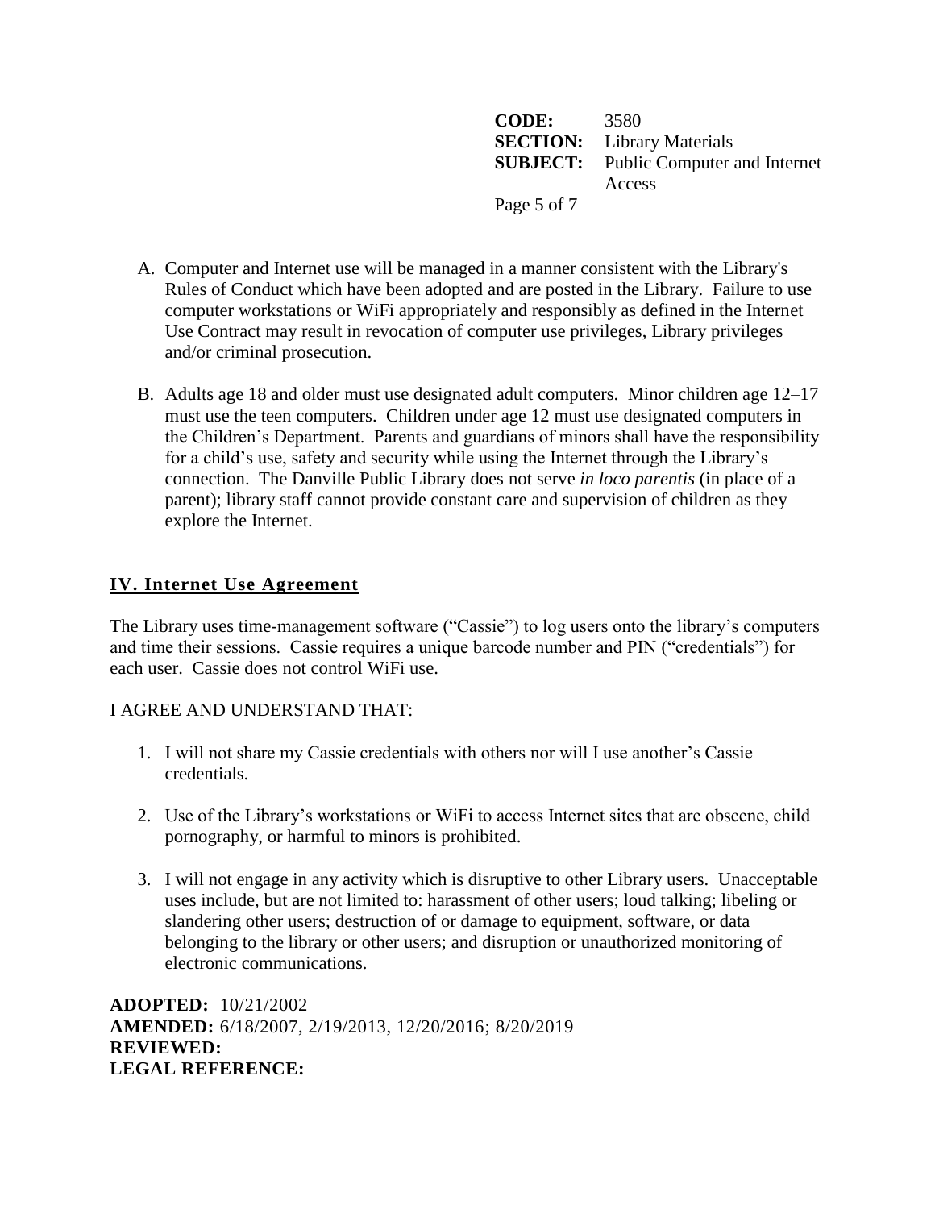A. Computer and Internet use will be managed in a manner consistent with the Library's Rules of Conduct which have been adopted and are posted in the Library. Failure to use computer workstations or WiFi appropriately and responsibly as defined in the Internet Use Contract may result in revocation of computer use privileges, Library privileges and/or criminal prosecution.

B. Adults age 18 and older must use designated adult computers. Minor children age 12–17 must use the teen computers. Children under age 12 must use designated computers in the Children's Department. Parents and guardians of minors shall have the responsibility for a child's use, safety and security while using the Internet through the Library's connection. The Danville Public Library does not serve *in loco parentis* (in place of a parent); library staff cannot provide constant care and supervision of children as they explore the Internet.

## IV. Internet Use Agreement

The Library uses time-management software ("Cassie") to log users onto the library's computers and time their sessions. Cassie requires a unique barcode number and PIN ("credentials") for each user. Cassie does not control WiFi use.

I AGREE AND UNDERSTAND THAT:

1. I will not share my Cassie credentials with others nor will I use another's Cassie credentials.

2. Use of the Library's workstations or WiFi to access Internet sites that are obscene, child pornography, or harmful to minors is prohibited.

3. I will not engage in any activity which is disruptive to other Library users. Unacceptable uses include, but are not limited to: harassment of other users; loud talking; libeling or slandering other users; destruction of or damage to equipment, software, or data belonging to the library or other users; and disruption or unauthorized monitoring of electronic communications.

**ADOPTED:** 10/21/2002
**AMENDED:** 6/18/2007, 2/19/2013, 12/20/2016; 8/20/2019
**REVIEWED:**
**LEGAL REFERENCE:**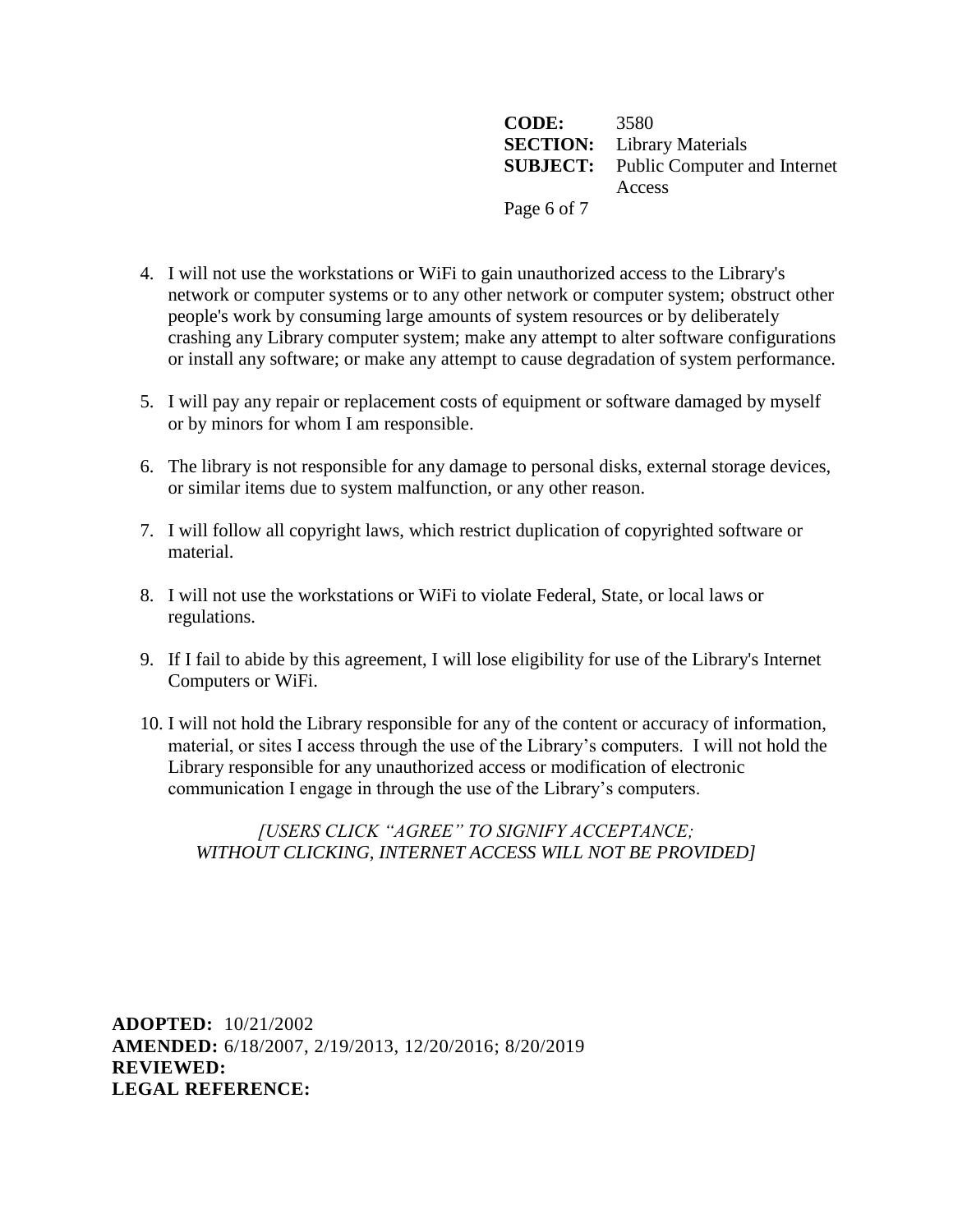4. I will not use the workstations or WiFi to gain unauthorized access to the Library's network or computer systems or to any other network or computer system; obstruct other people's work by consuming large amounts of system resources or by deliberately crashing any Library computer system; make any attempt to alter software configurations or install any software; or make any attempt to cause degradation of system performance.

5. I will pay any repair or replacement costs of equipment or software damaged by myself or by minors for whom I am responsible.

6. The library is not responsible for any damage to personal disks, external storage devices, or similar items due to system malfunction, or any other reason.

7. I will follow all copyright laws, which restrict duplication of copyrighted software or material.

8. I will not use the workstations or WiFi to violate Federal, State, or local laws or regulations.

9. If I fail to abide by this agreement, I will lose eligibility for use of the Library's Internet Computers or WiFi.

10. I will not hold the Library responsible for any of the content or accuracy of information, material, or sites I access through the use of the Library's computers. I will not hold the Library responsible for any unauthorized access or modification of electronic communication I engage in through the use of the Library's computers.

*[USERS CLICK "AGREE" TO SIGNIFY ACCEPTANCE; WITHOUT CLICKING, INTERNET ACCESS WILL NOT BE PROVIDED]*

**ADOPTED:** 10/21/2002
**AMENDED:** 6/18/2007, 2/19/2013, 12/20/2016; 8/20/2019
**REVIEWED:**
**LEGAL REFERENCE:**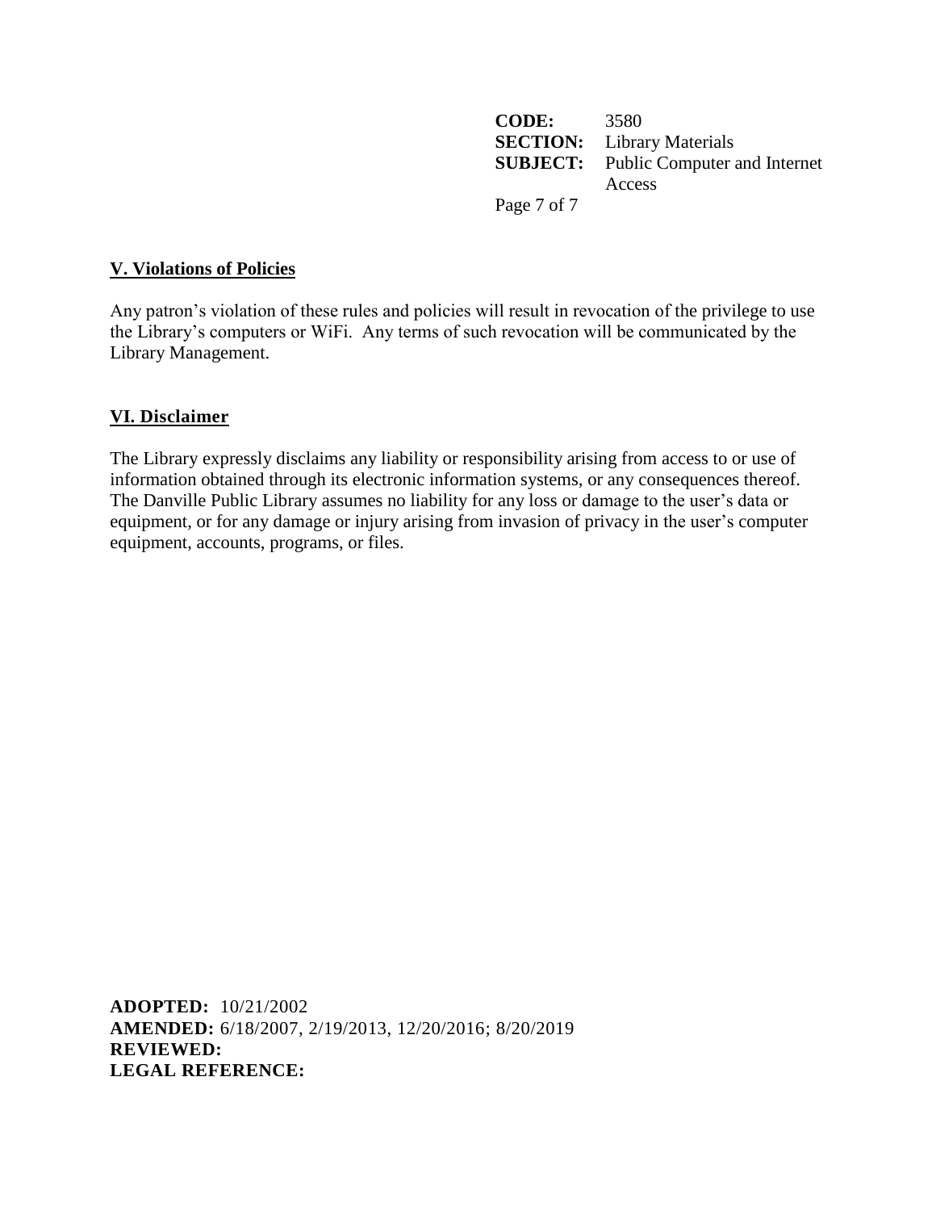## V. Violations of Policies

Any patron's violation of these rules and policies will result in revocation of the privilege to use the Library's computers or WiFi. Any terms of such revocation will be communicated by the Library Management.

## VI. Disclaimer

The Library expressly disclaims any liability or responsibility arising from access to or use of information obtained through its electronic information systems, or any consequences thereof. The Danville Public Library assumes no liability for any loss or damage to the user's data or equipment, or for any damage or injury arising from invasion of privacy in the user's computer equipment, accounts, programs, or files.

**ADOPTED:** 10/21/2002
**AMENDED:** 6/18/2007, 2/19/2013, 12/20/2016; 8/20/2019
**REVIEWED:**
**LEGAL REFERENCE:**